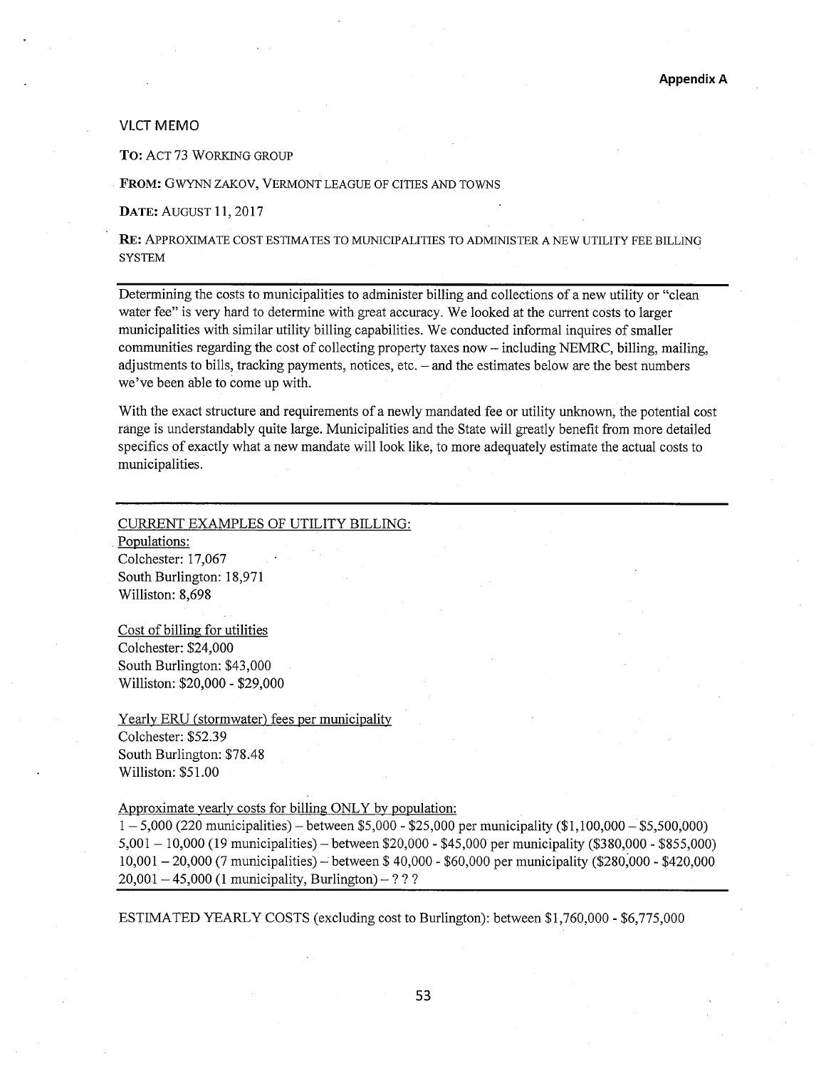**Appendix A**

VLCT MEMO

**TO:** ACT 73 WORKING GROUP

**FROM:** GWYNN ZAKOV, VERMONT LEAGUE OF CITIES AND TOWNS

**DATE:** AUGUST 11, 2017

**RE:** APPROXIMATE COST ESTIMATES TO MUNICIPALITIES TO ADMINISTER A NEW UTILITY FEE BILLING SYSTEM

---

Determining the costs to municipalities to administer billing and collections of a new utility or "clean water fee" is very hard to determine with great accuracy. We looked at the current costs to larger municipalities with similar utility billing capabilities. We conducted informal inquires of smaller communities regarding the cost of collecting property taxes now – including NEMRC, billing, mailing, adjustments to bills, tracking payments, notices, etc. – and the estimates below are the best numbers we've been able to come up with.

With the exact structure and requirements of a newly mandated fee or utility unknown, the potential cost range is understandably quite large. Municipalities and the State will greatly benefit from more detailed specifics of exactly what a new mandate will look like, to more adequately estimate the actual costs to municipalities.

---

CURRENT EXAMPLES OF UTILITY BILLING:

Populations:
Colchester: 17,067
South Burlington: 18,971
Williston: 8,698

Cost of billing for utilities
Colchester: $24,000
South Burlington: $43,000
Williston: $20,000 - $29,000

Yearly ERU (stormwater) fees per municipality
Colchester: $52.39
South Burlington: $78.48
Williston: $51.00

Approximate yearly costs for billing ONLY by population:
1 – 5,000 (220 municipalities) – between $5,000 - $25,000 per municipality ($1,100,000 – $5,500,000)
5,001 – 10,000 (19 municipalities) – between $20,000 - $45,000 per municipality ($380,000 - $855,000)
10,001 – 20,000 (7 municipalities) – between $ 40,000 - $60,000 per municipality ($280,000 - $420,000
20,001 – 45,000 (1 municipality, Burlington) – ? ? ?

---

ESTIMATED YEARLY COSTS (excluding cost to Burlington): between $1,760,000 - $6,775,000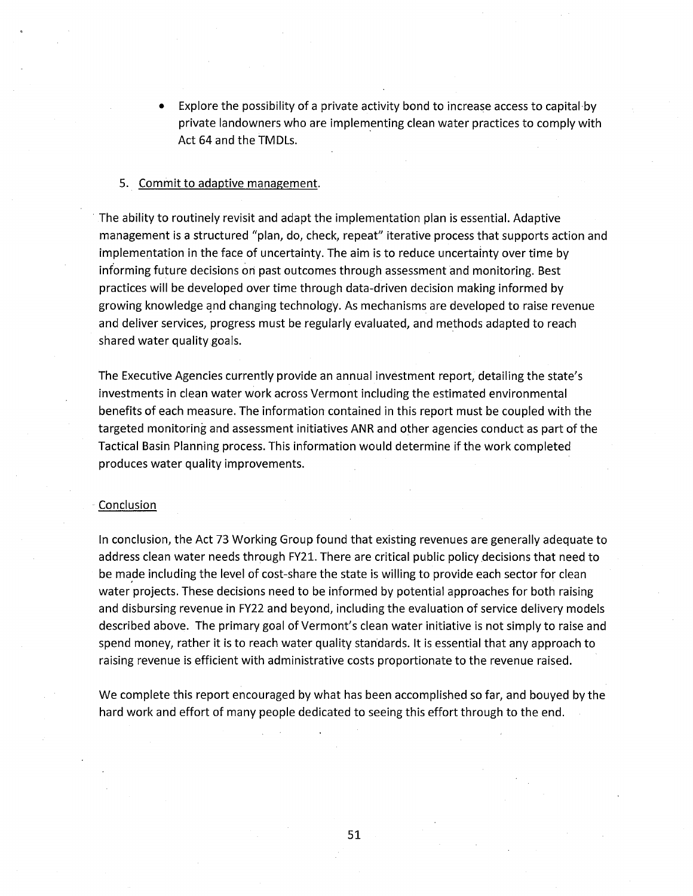- Explore the possibility of a private activity bond to increase access to capital by private landowners who are implementing clean water practices to comply with Act 64 and the TMDLs.

5. Commit to adaptive management.

The ability to routinely revisit and adapt the implementation plan is essential. Adaptive management is a structured "plan, do, check, repeat" iterative process that supports action and implementation in the face of uncertainty. The aim is to reduce uncertainty over time by informing future decisions on past outcomes through assessment and monitoring. Best practices will be developed over time through data-driven decision making informed by growing knowledge and changing technology. As mechanisms are developed to raise revenue and deliver services, progress must be regularly evaluated, and methods adapted to reach shared water quality goals.

The Executive Agencies currently provide an annual investment report, detailing the state's investments in clean water work across Vermont including the estimated environmental benefits of each measure. The information contained in this report must be coupled with the targeted monitoring and assessment initiatives ANR and other agencies conduct as part of the Tactical Basin Planning process. This information would determine if the work completed produces water quality improvements.

Conclusion

In conclusion, the Act 73 Working Group found that existing revenues are generally adequate to address clean water needs through FY21. There are critical public policy decisions that need to be made including the level of cost-share the state is willing to provide each sector for clean water projects. These decisions need to be informed by potential approaches for both raising and disbursing revenue in FY22 and beyond, including the evaluation of service delivery models described above. The primary goal of Vermont's clean water initiative is not simply to raise and spend money, rather it is to reach water quality standards. It is essential that any approach to raising revenue is efficient with administrative costs proportionate to the revenue raised.

We complete this report encouraged by what has been accomplished so far, and bouyed by the hard work and effort of many people dedicated to seeing this effort through to the end.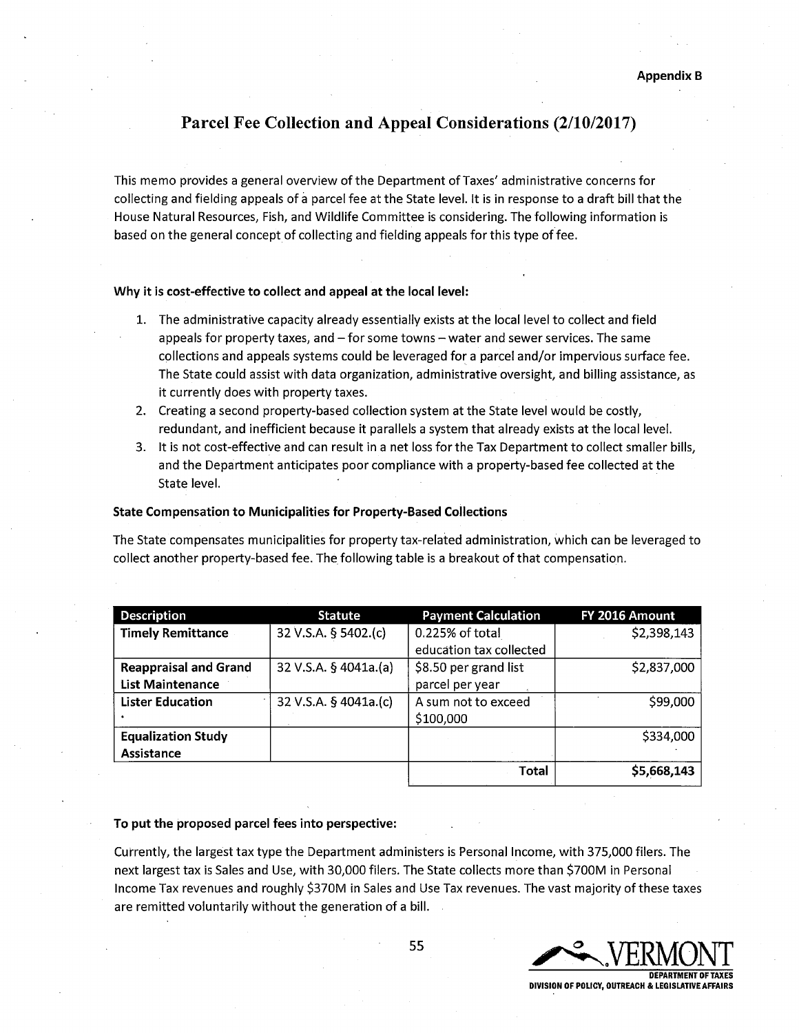Appendix B

# Parcel Fee Collection and Appeal Considerations (2/10/2017)

This memo provides a general overview of the Department of Taxes' administrative concerns for collecting and fielding appeals of a parcel fee at the State level. It is in response to a draft bill that the House Natural Resources, Fish, and Wildlife Committee is considering. The following information is based on the general concept of collecting and fielding appeals for this type of fee.

**Why it is cost-effective to collect and appeal at the local level:**

1. The administrative capacity already essentially exists at the local level to collect and field appeals for property taxes, and – for some towns – water and sewer services. The same collections and appeals systems could be leveraged for a parcel and/or impervious surface fee. The State could assist with data organization, administrative oversight, and billing assistance, as it currently does with property taxes.
2. Creating a second property-based collection system at the State level would be costly, redundant, and inefficient because it parallels a system that already exists at the local level.
3. It is not cost-effective and can result in a net loss for the Tax Department to collect smaller bills, and the Department anticipates poor compliance with a property-based fee collected at the State level.

**State Compensation to Municipalities for Property-Based Collections**

The State compensates municipalities for property tax-related administration, which can be leveraged to collect another property-based fee. The following table is a breakout of that compensation.

| Description | Statute | Payment Calculation | FY 2016 Amount |
|---|---|---|---|
| **Timely Remittance** | 32 V.S.A. § 5402.(c) | 0.225% of total education tax collected | $2,398,143 |
| **Reappraisal and Grand List Maintenance** | 32 V.S.A. § 4041a.(a) | $8.50 per grand list parcel per year | $2,837,000 |
| **Lister Education** | 32 V.S.A. § 4041a.(c) | A sum not to exceed $100,000 | $99,000 |
| **Equalization Study Assistance** | | | $334,000 |
| | | **Total** | **$5,668,143** |

**To put the proposed parcel fees into perspective:**

Currently, the largest tax type the Department administers is Personal Income, with 375,000 filers. The next largest tax is Sales and Use, with 30,000 filers. The State collects more than $700M in Personal Income Tax revenues and roughly $370M in Sales and Use Tax revenues. The vast majority of these taxes are remitted voluntarily without the generation of a bill.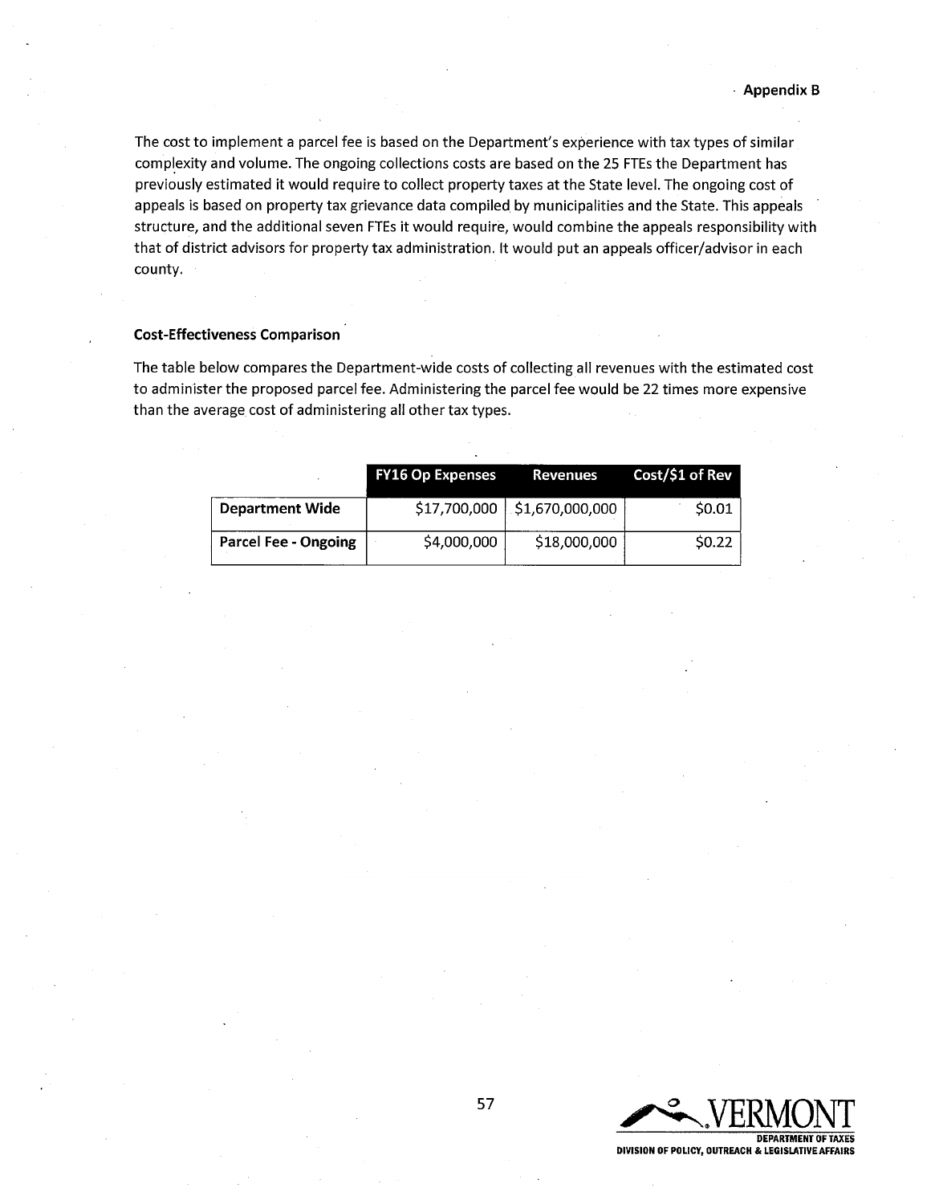The cost to implement a parcel fee is based on the Department's experience with tax types of similar complexity and volume. The ongoing collections costs are based on the 25 FTEs the Department has previously estimated it would require to collect property taxes at the State level. The ongoing cost of appeals is based on property tax grievance data compiled by municipalities and the State. This appeals structure, and the additional seven FTEs it would require, would combine the appeals responsibility with that of district advisors for property tax administration. It would put an appeals officer/advisor in each county.

**Cost-Effectiveness Comparison**

The table below compares the Department-wide costs of collecting all revenues with the estimated cost to administer the proposed parcel fee. Administering the parcel fee would be 22 times more expensive than the average cost of administering all other tax types.

| | FY16 Op Expenses | Revenues | Cost/$1 of Rev |
|---|---|---|---|
| **Department Wide** | $17,700,000 | $1,670,000,000 | $0.01 |
| **Parcel Fee - Ongoing** | $4,000,000 | $18,000,000 | $0.22 |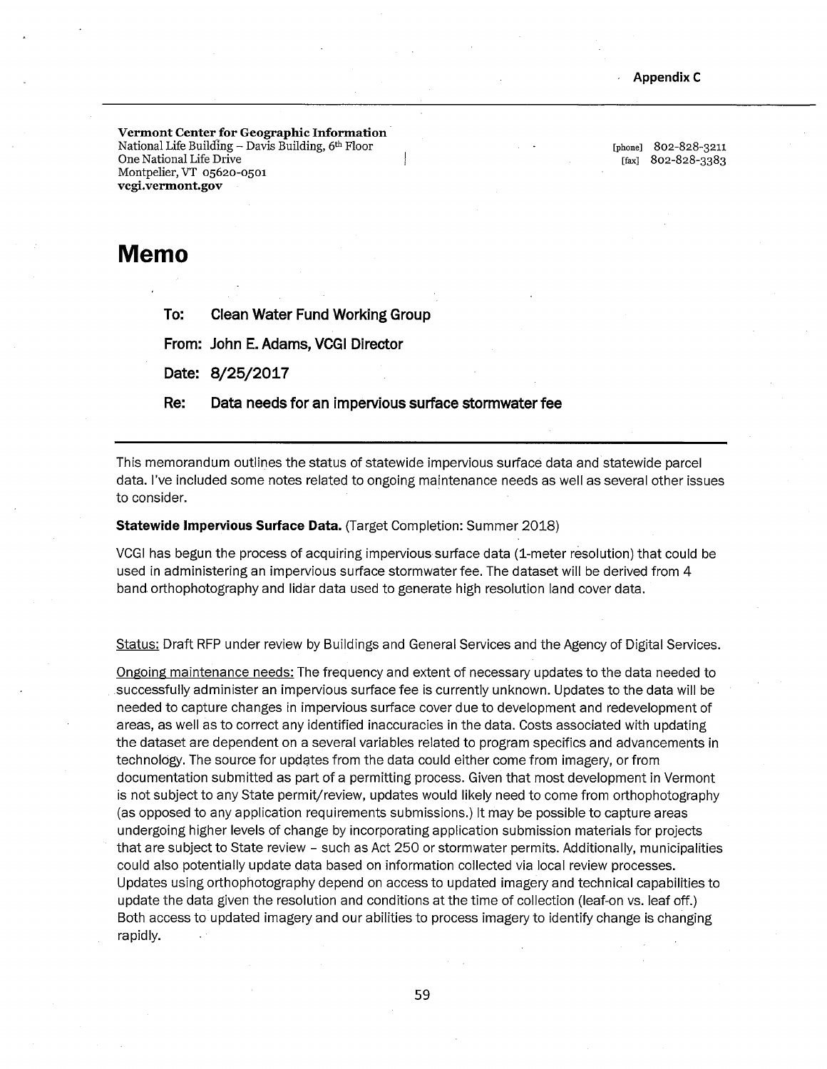Appendix C

**Vermont Center for Geographic Information**
National Life Building – Davis Building, 6th Floor
One National Life Drive
Montpelier, VT 05620-0501
**vcgi.vermont.gov**

[phone] 802-828-3211
[fax] 802-828-3383

# Memo

**To:** **Clean Water Fund Working Group**

**From:** **John E. Adams, VCGI Director**

**Date:** **8/25/2017**

**Re:** **Data needs for an impervious surface stormwater fee**

---

This memorandum outlines the status of statewide impervious surface data and statewide parcel data. I've included some notes related to ongoing maintenance needs as well as several other issues to consider.

**Statewide Impervious Surface Data.** (Target Completion: Summer 2018)

VCGI has begun the process of acquiring impervious surface data (1-meter resolution) that could be used in administering an impervious surface stormwater fee. The dataset will be derived from 4 band orthophotography and lidar data used to generate high resolution land cover data.

Status: Draft RFP under review by Buildings and General Services and the Agency of Digital Services.

Ongoing maintenance needs: The frequency and extent of necessary updates to the data needed to successfully administer an impervious surface fee is currently unknown. Updates to the data will be needed to capture changes in impervious surface cover due to development and redevelopment of areas, as well as to correct any identified inaccuracies in the data. Costs associated with updating the dataset are dependent on a several variables related to program specifics and advancements in technology. The source for updates from the data could either come from imagery, or from documentation submitted as part of a permitting process. Given that most development in Vermont is not subject to any State permit/review, updates would likely need to come from orthophotography (as opposed to any application requirements submissions.) It may be possible to capture areas undergoing higher levels of change by incorporating application submission materials for projects that are subject to State review – such as Act 250 or stormwater permits. Additionally, municipalities could also potentially update data based on information collected via local review processes. Updates using orthophotography depend on access to updated imagery and technical capabilities to update the data given the resolution and conditions at the time of collection (leaf-on vs. leaf off.) Both access to updated imagery and our abilities to process imagery to identify change is changing rapidly.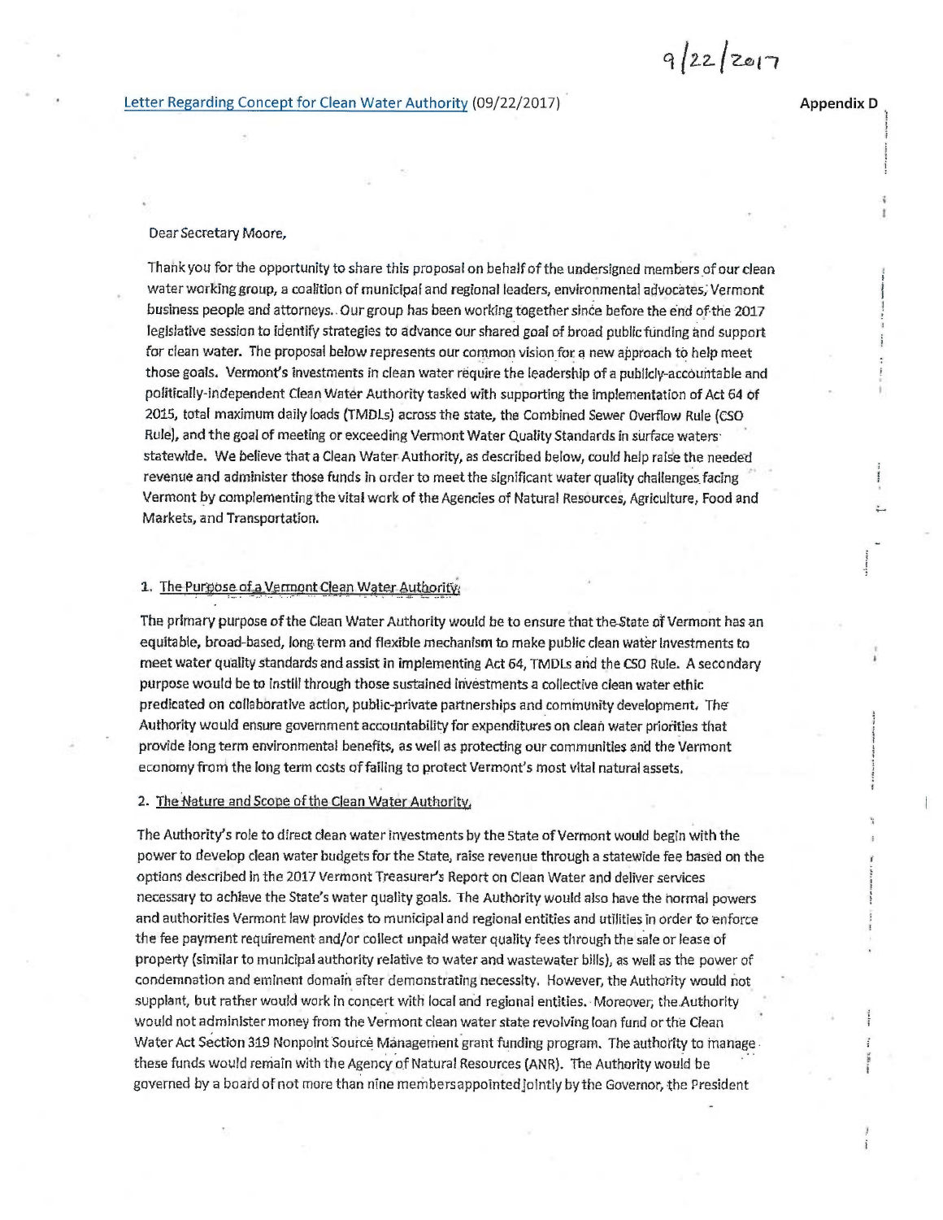9/22/2017

[Letter Regarding Concept for Clean Water Authority](#) (09/22/2017)

**Appendix D**

Dear Secretary Moore,

Thank you for the opportunity to share this proposal on behalf of the undersigned members of our clean water working group, a coalition of municipal and regional leaders, environmental advocates, Vermont business people and attorneys. Our group has been working together since before the end of the 2017 legislative session to identify strategies to advance our shared goal of broad public funding and support for clean water. The proposal below represents our common vision for a new approach to help meet those goals. Vermont's investments in clean water require the leadership of a publicly-accountable and politically-independent Clean Water Authority tasked with supporting the implementation of Act 64 of 2015, total maximum daily loads (TMDLs) across the state, the Combined Sewer Overflow Rule (CSO Rule), and the goal of meeting or exceeding Vermont Water Quality Standards in surface waters statewide. We believe that a Clean Water Authority, as described below, could help raise the needed revenue and administer those funds in order to meet the significant water quality challenges facing Vermont by complementing the vital work of the Agencies of Natural Resources, Agriculture, Food and Markets, and Transportation.

## 1. The Purpose of a Vermont Clean Water Authority.

The primary purpose of the Clean Water Authority would be to ensure that the State of Vermont has an equitable, broad-based, long term and flexible mechanism to make public clean water investments to meet water quality standards and assist in implementing Act 64, TMDLs and the CSO Rule. A secondary purpose would be to instill through those sustained investments a collective clean water ethic predicated on collaborative action, public-private partnerships and community development. The Authority would ensure government accountability for expenditures on clean water priorities that provide long term environmental benefits, as well as protecting our communities and the Vermont economy from the long term costs of failing to protect Vermont's most vital natural assets.

## 2. The Nature and Scope of the Clean Water Authority.

The Authority's role to direct clean water investments by the State of Vermont would begin with the power to develop clean water budgets for the State, raise revenue through a statewide fee based on the options described in the 2017 Vermont Treasurer's Report on Clean Water and deliver services necessary to achieve the State's water quality goals. The Authority would also have the normal powers and authorities Vermont law provides to municipal and regional entities and utilities in order to enforce the fee payment requirement and/or collect unpaid water quality fees through the sale or lease of property (similar to municipal authority relative to water and wastewater bills), as well as the power of condemnation and eminent domain after demonstrating necessity. However, the Authority would not supplant, but rather would work in concert with local and regional entities. Moreover, the Authority would not administer money from the Vermont clean water state revolving loan fund or the Clean Water Act Section 319 Nonpoint Source Management grant funding program. The authority to manage these funds would remain with the Agency of Natural Resources (ANR). The Authority would be governed by a board of not more than nine members appointed jointly by the Governor, the President